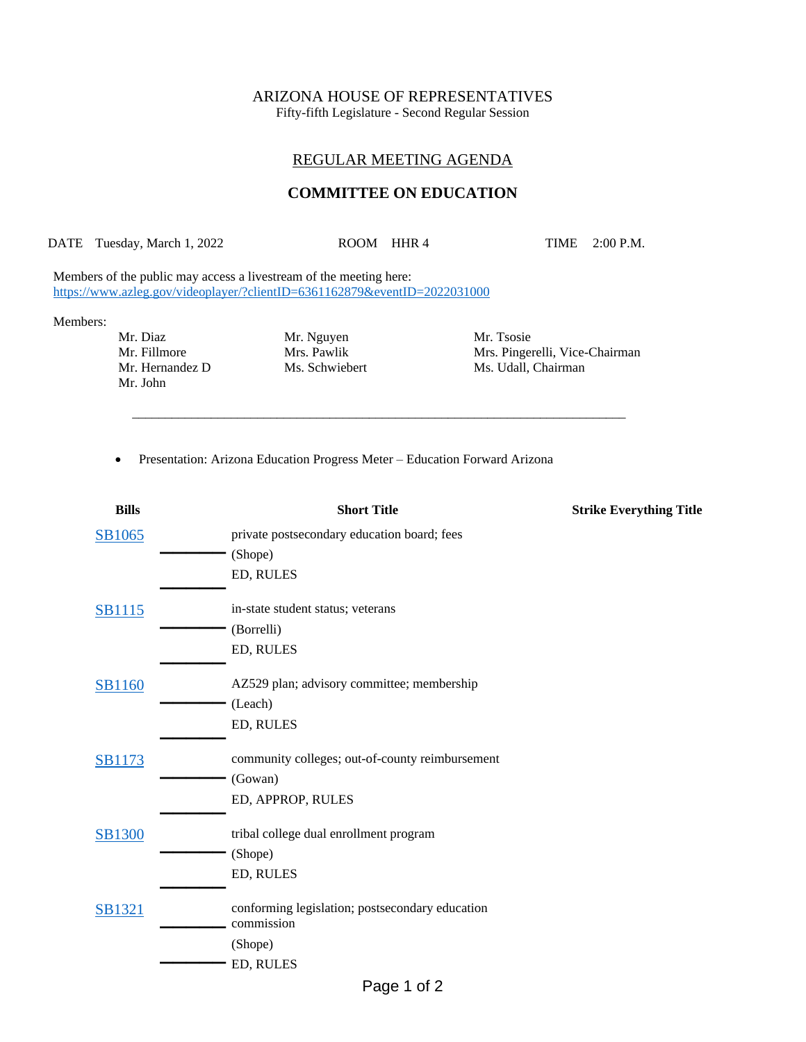ARIZONA HOUSE OF REPRESENTATIVES
Fifty-fifth Legislature - Second Regular Session

## REGULAR MEETING AGENDA

## COMMITTEE ON EDUCATION

DATE Tuesday, March 1, 2022 ROOM HHR 4 TIME 2:00 P.M.

Members of the public may access a livestream of the meeting here:
https://www.azleg.gov/videoplayer/?clientID=6361162879&eventID=2022031000

Members:

| | | |
|---|---|---|
| Mr. Diaz | Mr. Nguyen | Mr. Tsosie |
| Mr. Fillmore | Mrs. Pawlik | Mrs. Pingerelli, Vice-Chairman |
| Mr. Hernandez D | Ms. Schwiebert | Ms. Udall, Chairman |
| Mr. John | | |

---

- Presentation: Arizona Education Progress Meter – Education Forward Arizona

| Bills | Short Title | Strike Everything Title |
|---|---|---|
| SB1065 | private postsecondary education board; fees (Shope) ED, RULES | |
| SB1115 | in-state student status; veterans (Borrelli) ED, RULES | |
| SB1160 | AZ529 plan; advisory committee; membership (Leach) ED, RULES | |
| SB1173 | community colleges; out-of-county reimbursement (Gowan) ED, APPROP, RULES | |
| SB1300 | tribal college dual enrollment program (Shope) ED, RULES | |
| SB1321 | conforming legislation; postsecondary education commission (Shope) ED, RULES | |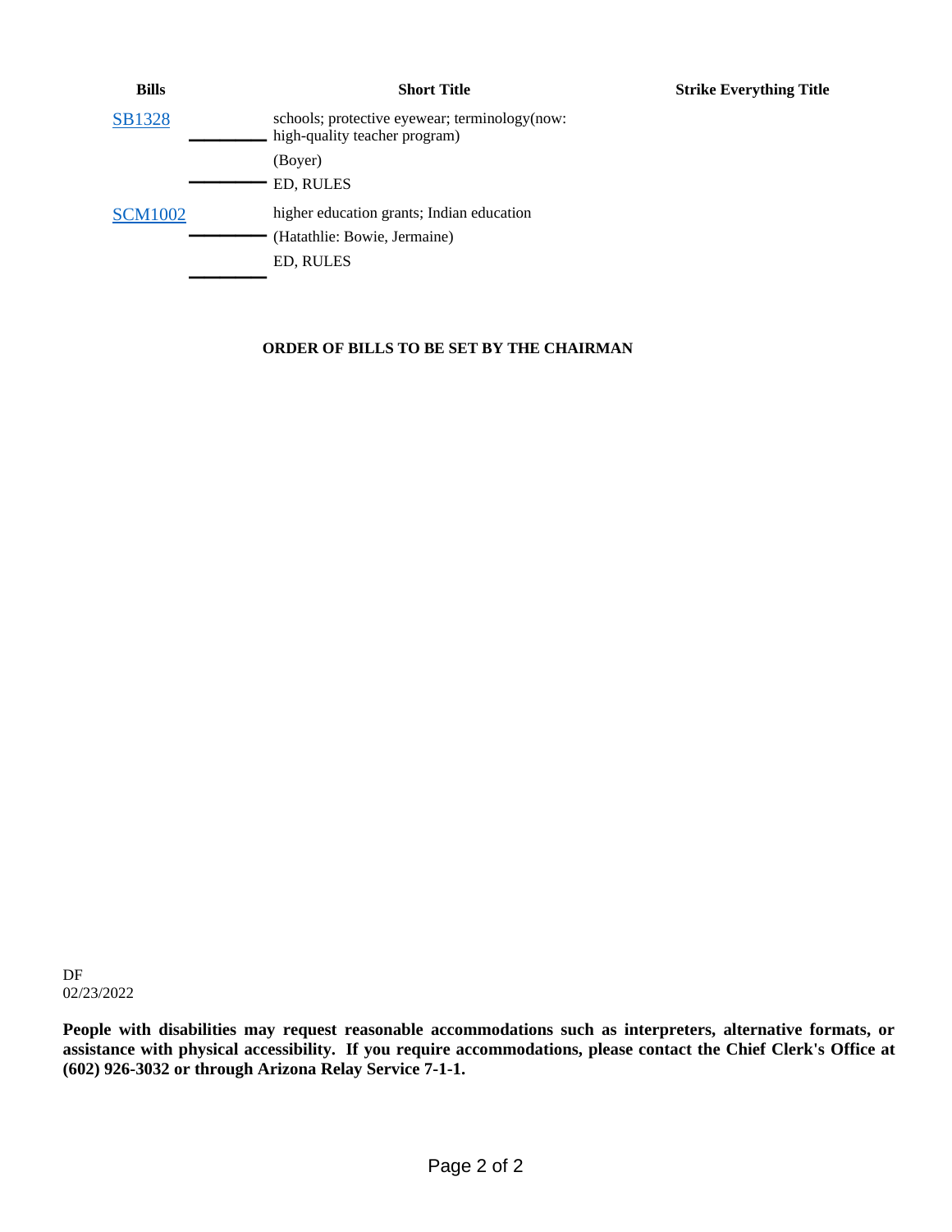| Bills | | Short Title | Strike Everything Title |
| --- | --- | --- | --- |
| SB1328 | | schools; protective eyewear; terminology(now: high-quality teacher program)<br>(Boyer)<br>ED, RULES | |
| SCM1002 | | higher education grants; Indian education<br>(Hatathlie: Bowie, Jermaine)<br>ED, RULES | |

**ORDER OF BILLS TO BE SET BY THE CHAIRMAN**

DF
02/23/2022

**People with disabilities may request reasonable accommodations such as interpreters, alternative formats, or assistance with physical accessibility. If you require accommodations, please contact the Chief Clerk's Office at (602) 926-3032 or through Arizona Relay Service 7-1-1.**